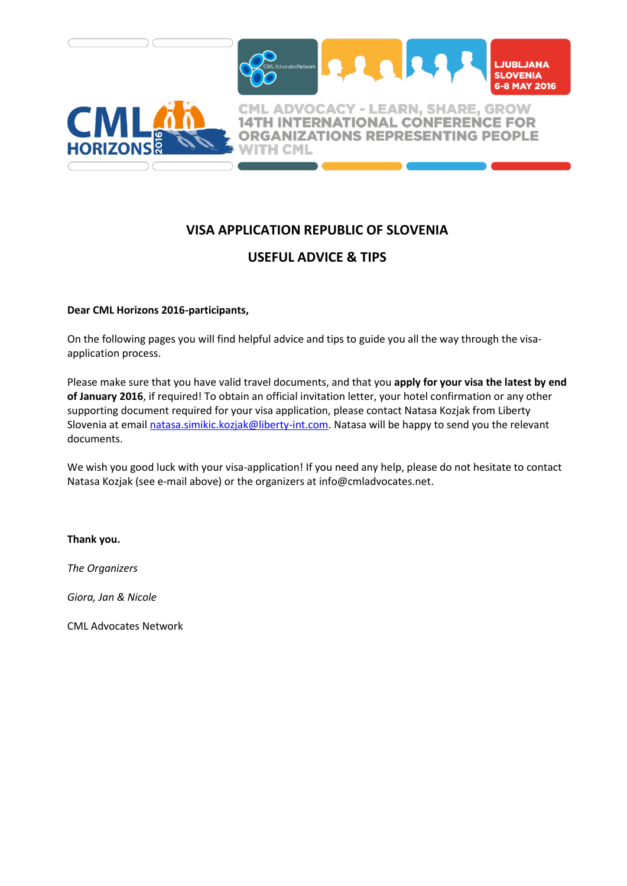CML HORIZONS 2016

LJUBLJANA SLOVENIA 6-8 MAY 2016

CML ADVOCACY - LEARN, SHARE, GROW
14TH INTERNATIONAL CONFERENCE FOR ORGANIZATIONS REPRESENTING PEOPLE WITH CML

# VISA APPLICATION REPUBLIC OF SLOVENIA

## USEFUL ADVICE & TIPS

**Dear CML Horizons 2016-participants,**

On the following pages you will find helpful advice and tips to guide you all the way through the visa-application process.

Please make sure that you have valid travel documents, and that you **apply for your visa the latest by end of January 2016**, if required! To obtain an official invitation letter, your hotel confirmation or any other supporting document required for your visa application, please contact Natasa Kozjak from Liberty Slovenia at email natasa.simikic.kozjak@liberty-int.com. Natasa will be happy to send you the relevant documents.

We wish you good luck with your visa-application! If you need any help, please do not hesitate to contact Natasa Kozjak (see e-mail above) or the organizers at info@cmladvocates.net.

**Thank you.**

*The Organizers*

*Giora, Jan & Nicole*

CML Advocates Network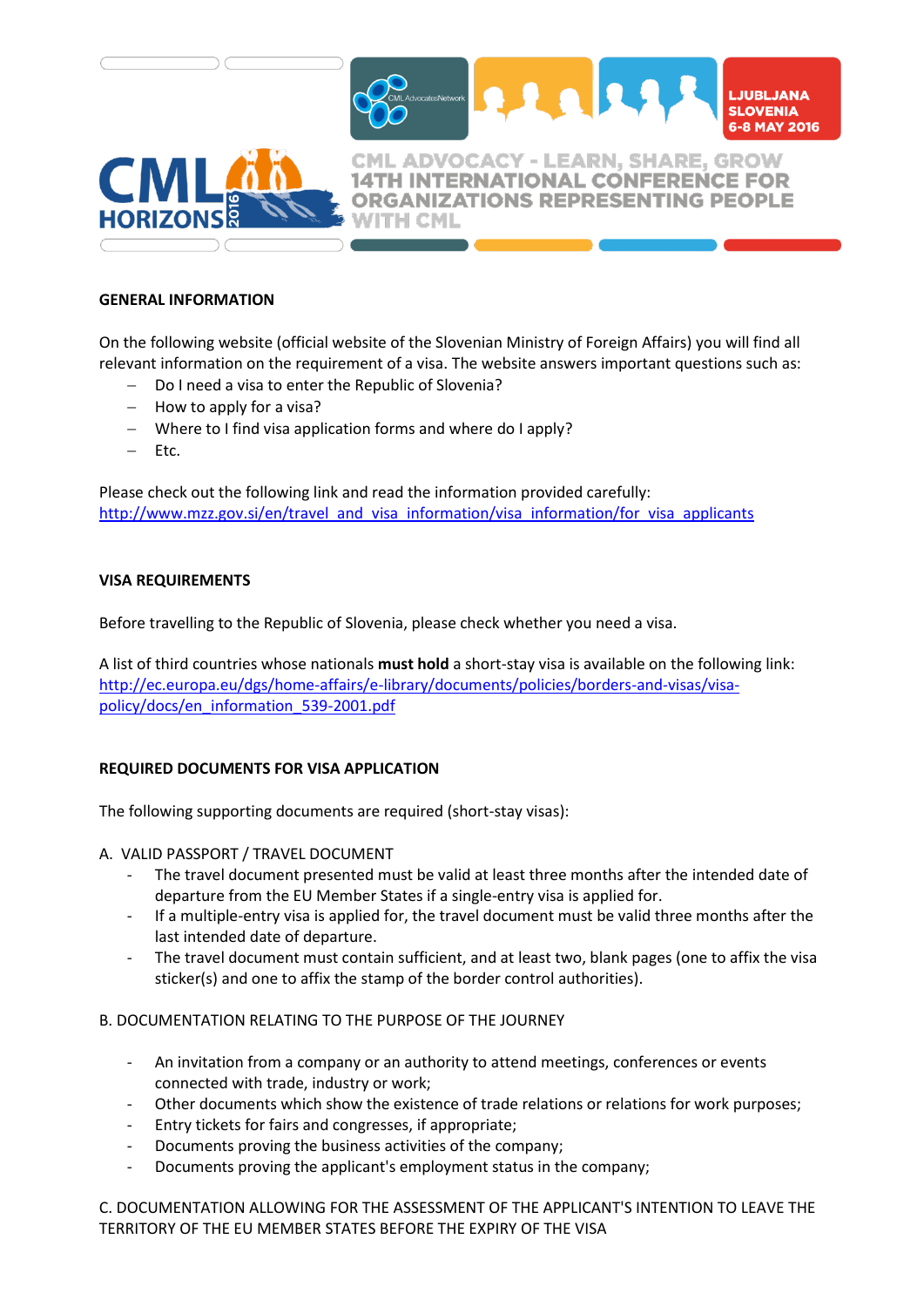## GENERAL INFORMATION

On the following website (official website of the Slovenian Ministry of Foreign Affairs) you will find all relevant information on the requirement of a visa. The website answers important questions such as:

- Do I need a visa to enter the Republic of Slovenia?
- How to apply for a visa?
- Where to I find visa application forms and where do I apply?
- Etc.

Please check out the following link and read the information provided carefully:
http://www.mzz.gov.si/en/travel_and_visa_information/visa_information/for_visa_applicants

## VISA REQUIREMENTS

Before travelling to the Republic of Slovenia, please check whether you need a visa.

A list of third countries whose nationals **must hold** a short-stay visa is available on the following link:
http://ec.europa.eu/dgs/home-affairs/e-library/documents/policies/borders-and-visas/visa-policy/docs/en_information_539-2001.pdf

## REQUIRED DOCUMENTS FOR VISA APPLICATION

The following supporting documents are required (short-stay visas):

A. VALID PASSPORT / TRAVEL DOCUMENT

- The travel document presented must be valid at least three months after the intended date of departure from the EU Member States if a single-entry visa is applied for.
- If a multiple-entry visa is applied for, the travel document must be valid three months after the last intended date of departure.
- The travel document must contain sufficient, and at least two, blank pages (one to affix the visa sticker(s) and one to affix the stamp of the border control authorities).

B. DOCUMENTATION RELATING TO THE PURPOSE OF THE JOURNEY

- An invitation from a company or an authority to attend meetings, conferences or events connected with trade, industry or work;
- Other documents which show the existence of trade relations or relations for work purposes;
- Entry tickets for fairs and congresses, if appropriate;
- Documents proving the business activities of the company;
- Documents proving the applicant's employment status in the company;

C. DOCUMENTATION ALLOWING FOR THE ASSESSMENT OF THE APPLICANT'S INTENTION TO LEAVE THE TERRITORY OF THE EU MEMBER STATES BEFORE THE EXPIRY OF THE VISA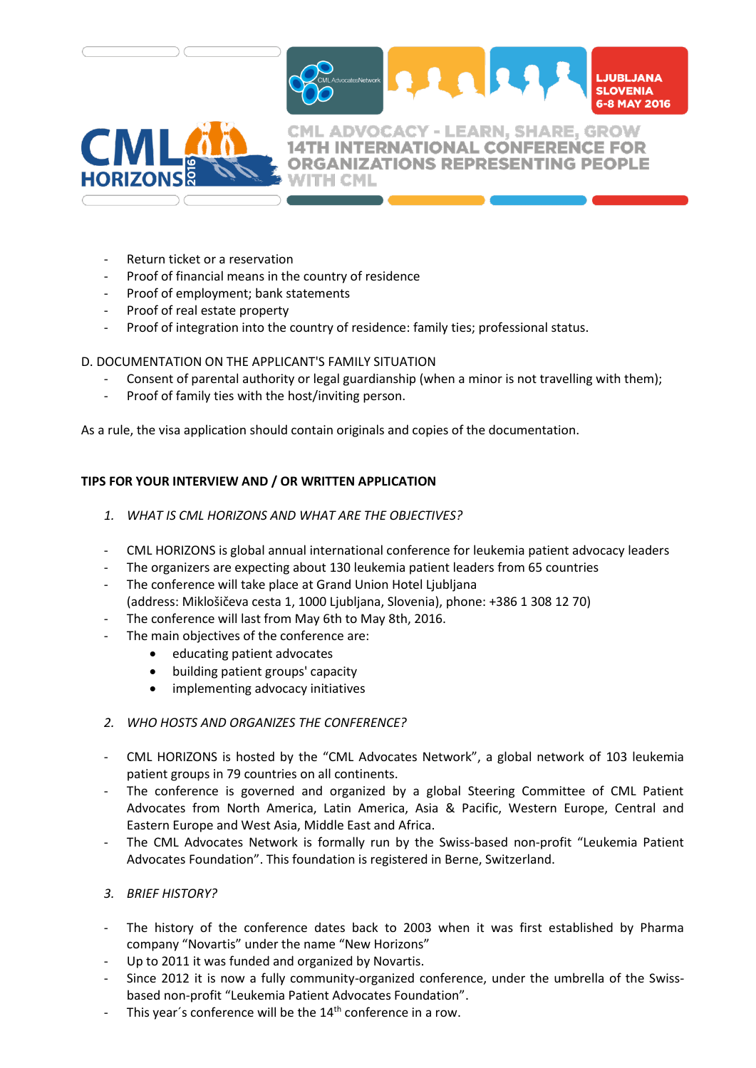- Return ticket or a reservation
- Proof of financial means in the country of residence
- Proof of employment; bank statements
- Proof of real estate property
- Proof of integration into the country of residence: family ties; professional status.

D. DOCUMENTATION ON THE APPLICANT'S FAMILY SITUATION

- Consent of parental authority or legal guardianship (when a minor is not travelling with them);
- Proof of family ties with the host/inviting person.

As a rule, the visa application should contain originals and copies of the documentation.

## TIPS FOR YOUR INTERVIEW AND / OR WRITTEN APPLICATION

### 1. *WHAT IS CML HORIZONS AND WHAT ARE THE OBJECTIVES?*

- CML HORIZONS is global annual international conference for leukemia patient advocacy leaders
- The organizers are expecting about 130 leukemia patient leaders from 65 countries
- The conference will take place at Grand Union Hotel Ljubljana (address: Miklošičeva cesta 1, 1000 Ljubljana, Slovenia), phone: +386 1 308 12 70)
- The conference will last from May 6th to May 8th, 2016.
- The main objectives of the conference are:
  - educating patient advocates
  - building patient groups' capacity
  - implementing advocacy initiatives

### 2. *WHO HOSTS AND ORGANIZES THE CONFERENCE?*

- CML HORIZONS is hosted by the "CML Advocates Network", a global network of 103 leukemia patient groups in 79 countries on all continents.
- The conference is governed and organized by a global Steering Committee of CML Patient Advocates from North America, Latin America, Asia & Pacific, Western Europe, Central and Eastern Europe and West Asia, Middle East and Africa.
- The CML Advocates Network is formally run by the Swiss-based non-profit "Leukemia Patient Advocates Foundation". This foundation is registered in Berne, Switzerland.

### 3. *BRIEF HISTORY?*

- The history of the conference dates back to 2003 when it was first established by Pharma company "Novartis" under the name "New Horizons"
- Up to 2011 it was funded and organized by Novartis.
- Since 2012 it is now a fully community-organized conference, under the umbrella of the Swiss-based non-profit "Leukemia Patient Advocates Foundation".
- This year´s conference will be the 14th conference in a row.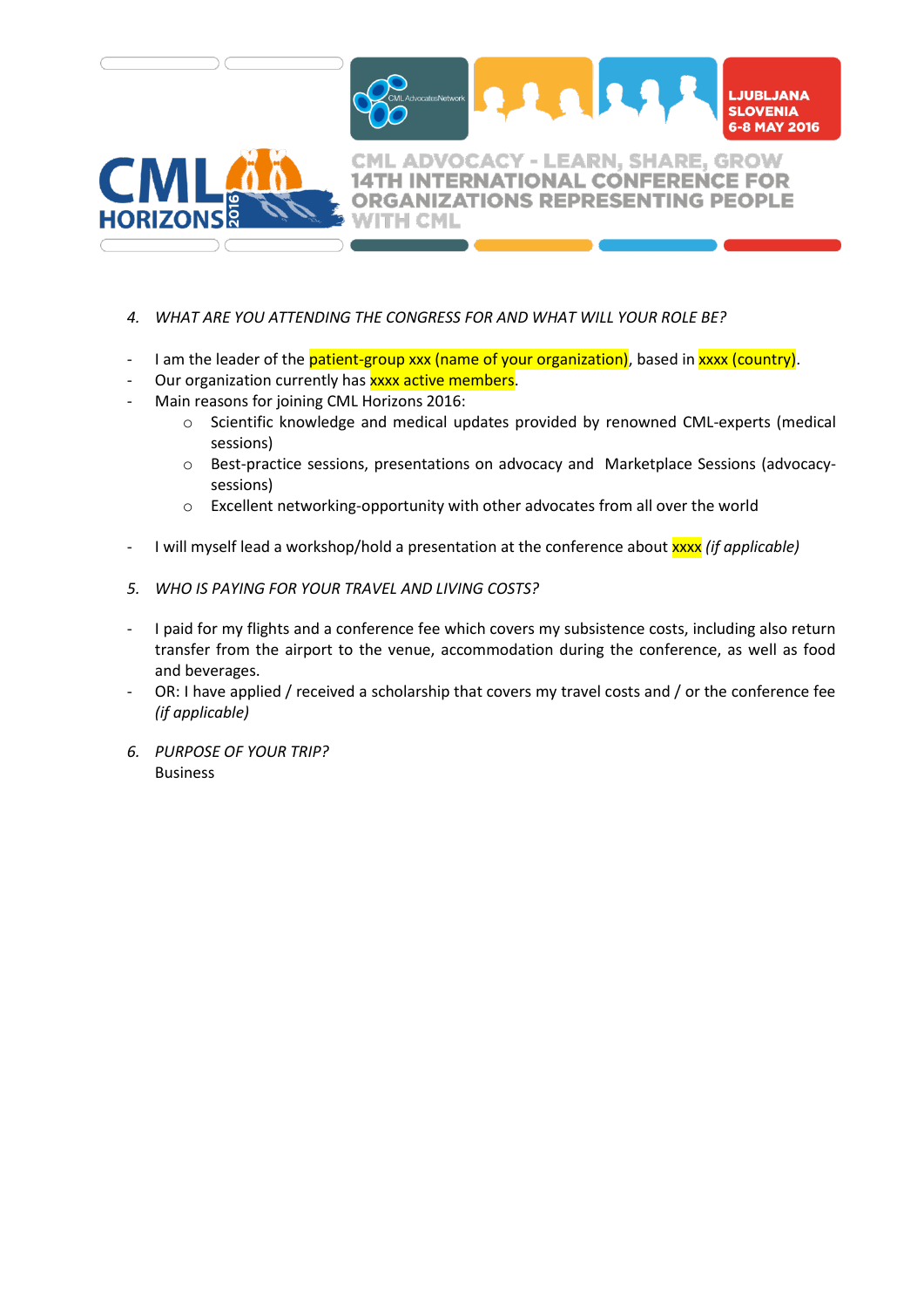4. *WHAT ARE YOU ATTENDING THE CONGRESS FOR AND WHAT WILL YOUR ROLE BE?*

- I am the leader of the patient-group xxx (name of your organization), based in xxxx (country).
- Our organization currently has xxxx active members.
- Main reasons for joining CML Horizons 2016:
    - Scientific knowledge and medical updates provided by renowned CML-experts (medical sessions)
    - Best-practice sessions, presentations on advocacy and Marketplace Sessions (advocacy-sessions)
    - Excellent networking-opportunity with other advocates from all over the world

- I will myself lead a workshop/hold a presentation at the conference about xxxx *(if applicable)*

5. *WHO IS PAYING FOR YOUR TRAVEL AND LIVING COSTS?*

- I paid for my flights and a conference fee which covers my subsistence costs, including also return transfer from the airport to the venue, accommodation during the conference, as well as food and beverages.
- OR: I have applied / received a scholarship that covers my travel costs and / or the conference fee *(if applicable)*

6. *PURPOSE OF YOUR TRIP?*
   Business